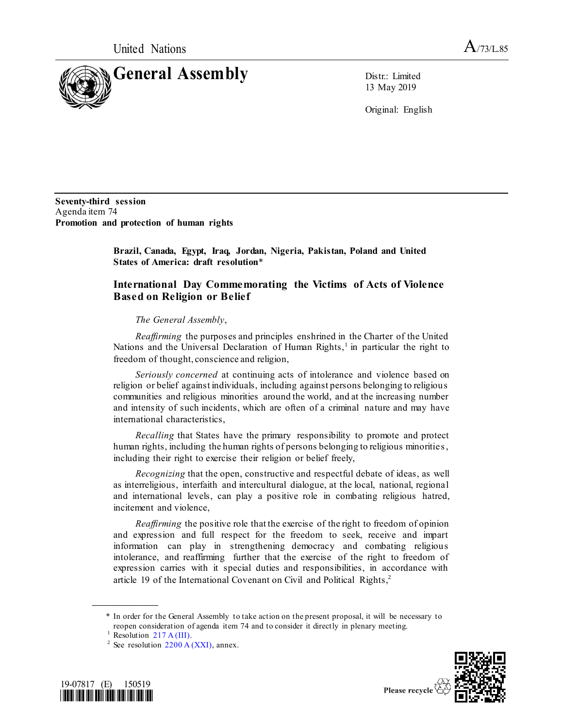United Nations

A/73/L.85

# General Assembly

Distr.: Limited
13 May 2019

Original: English

**Seventy-third session**
Agenda item 74
**Promotion and protection of human rights**

**Brazil, Canada, Egypt, Iraq, Jordan, Nigeria, Pakistan, Poland and United States of America: draft resolution***

## International Day Commemorating the Victims of Acts of Violence Based on Religion or Belief

*The General Assembly*,

*Reaffirming* the purposes and principles enshrined in the Charter of the United Nations and the Universal Declaration of Human Rights,[1] in particular the right to freedom of thought, conscience and religion,

*Seriously concerned* at continuing acts of intolerance and violence based on religion or belief against individuals, including against persons belonging to religious communities and religious minorities around the world, and at the increasing number and intensity of such incidents, which are often of a criminal nature and may have international characteristics,

*Recalling* that States have the primary responsibility to promote and protect human rights, including the human rights of persons belonging to religious minorities, including their right to exercise their religion or belief freely,

*Recognizing* that the open, constructive and respectful debate of ideas, as well as interreligious, interfaith and intercultural dialogue, at the local, national, regional and international levels, can play a positive role in combating religious hatred, incitement and violence,

*Reaffirming* the positive role that the exercise of the right to freedom of opinion and expression and full respect for the freedom to seek, receive and impart information can play in strengthening democracy and combating religious intolerance, and reaffirming further that the exercise of the right to freedom of expression carries with it special duties and responsibilities, in accordance with article 19 of the International Covenant on Civil and Political Rights,[2]

---

\* In order for the General Assembly to take action on the present proposal, it will be necessary to reopen consideration of agenda item 74 and to consider it directly in plenary meeting.

[1] Resolution 217 A (III).

[2] See resolution 2200 A (XXI), annex.

19-07817 (E) 150519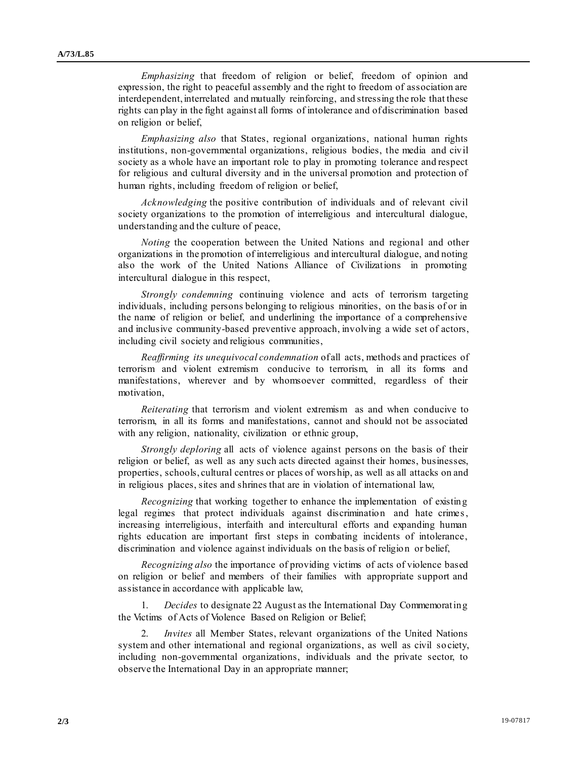*Emphasizing* that freedom of religion or belief, freedom of opinion and expression, the right to peaceful assembly and the right to freedom of association are interdependent, interrelated and mutually reinforcing, and stressing the role that these rights can play in the fight against all forms of intolerance and of discrimination based on religion or belief,

*Emphasizing also* that States, regional organizations, national human rights institutions, non-governmental organizations, religious bodies, the media and civil society as a whole have an important role to play in promoting tolerance and respect for religious and cultural diversity and in the universal promotion and protection of human rights, including freedom of religion or belief,

*Acknowledging* the positive contribution of individuals and of relevant civil society organizations to the promotion of interreligious and intercultural dialogue, understanding and the culture of peace,

*Noting* the cooperation between the United Nations and regional and other organizations in the promotion of interreligious and intercultural dialogue, and noting also the work of the United Nations Alliance of Civilizations in promoting intercultural dialogue in this respect,

*Strongly condemning* continuing violence and acts of terrorism targeting individuals, including persons belonging to religious minorities, on the basis of or in the name of religion or belief, and underlining the importance of a comprehensive and inclusive community-based preventive approach, involving a wide set of actors, including civil society and religious communities,

*Reaffirming its unequivocal condemnation* of all acts, methods and practices of terrorism and violent extremism conducive to terrorism, in all its forms and manifestations, wherever and by whomsoever committed, regardless of their motivation,

*Reiterating* that terrorism and violent extremism as and when conducive to terrorism, in all its forms and manifestations, cannot and should not be associated with any religion, nationality, civilization or ethnic group,

*Strongly deploring* all acts of violence against persons on the basis of their religion or belief, as well as any such acts directed against their homes, businesses, properties, schools, cultural centres or places of worship, as well as all attacks on and in religious places, sites and shrines that are in violation of international law,

*Recognizing* that working together to enhance the implementation of existing legal regimes that protect individuals against discrimination and hate crimes, increasing interreligious, interfaith and intercultural efforts and expanding human rights education are important first steps in combating incidents of intolerance, discrimination and violence against individuals on the basis of religion or belief,

*Recognizing also* the importance of providing victims of acts of violence based on religion or belief and members of their families with appropriate support and assistance in accordance with applicable law,

1. *Decides* to designate 22 August as the International Day Commemorating the Victims of Acts of Violence Based on Religion or Belief;

2. *Invites* all Member States, relevant organizations of the United Nations system and other international and regional organizations, as well as civil society, including non-governmental organizations, individuals and the private sector, to observe the International Day in an appropriate manner;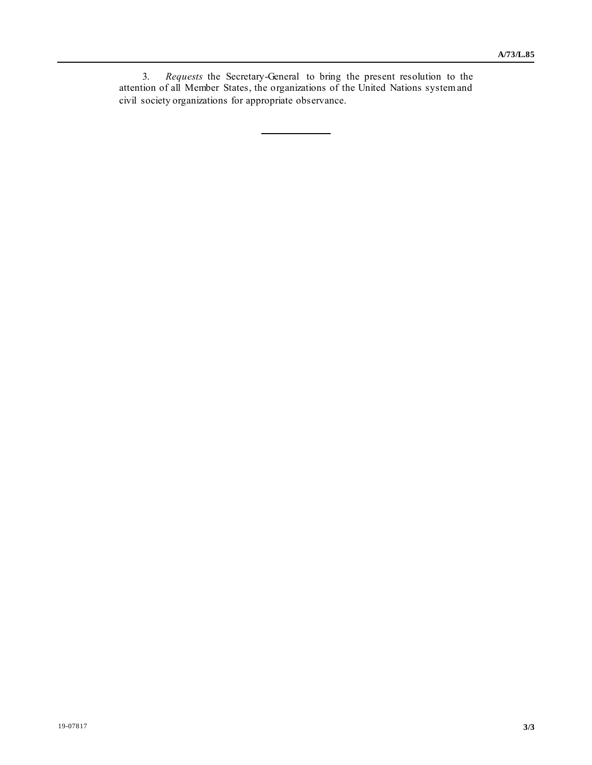3. *Requests* the Secretary-General to bring the present resolution to the attention of all Member States, the organizations of the United Nations system and civil society organizations for appropriate observance.